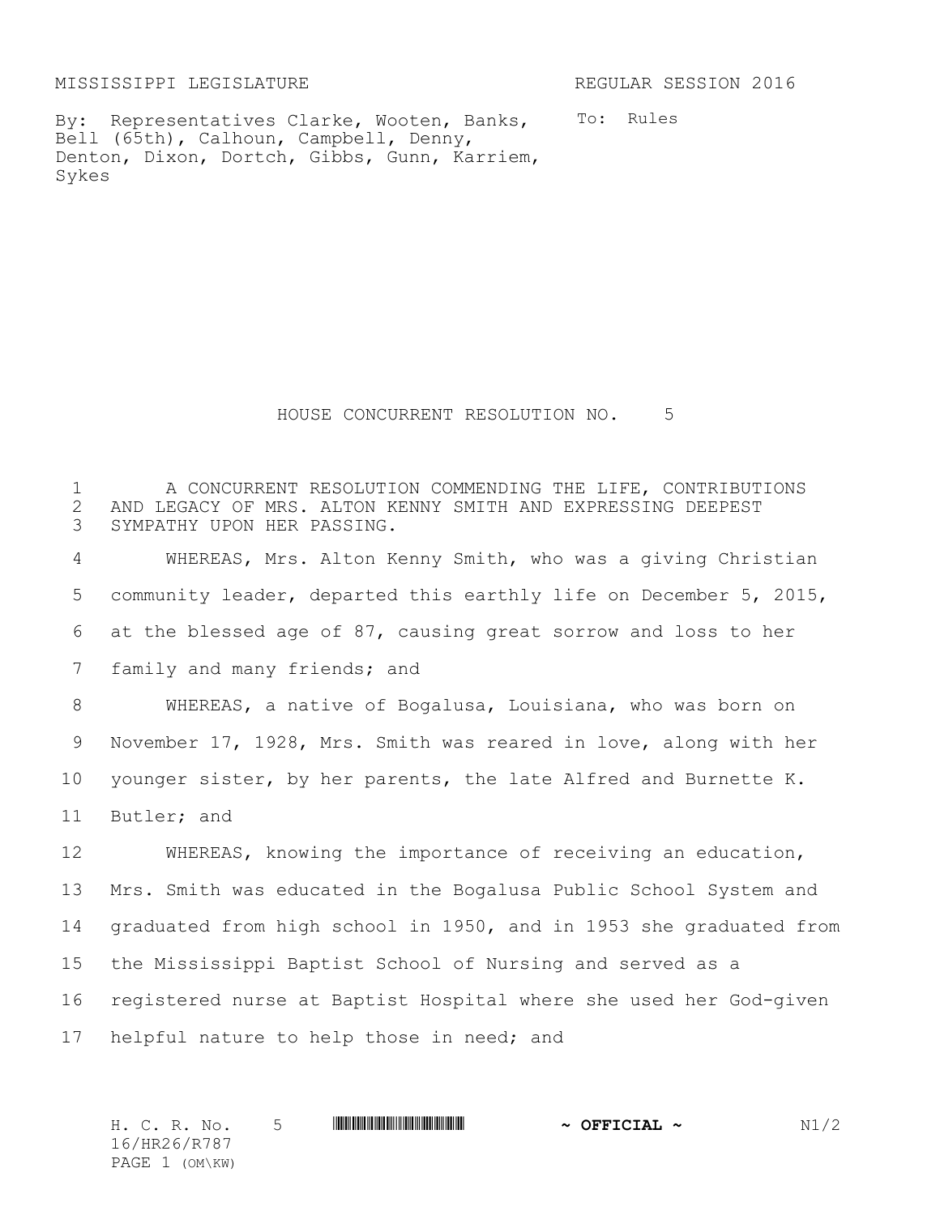MISSISSIPPI LEGISLATURE REGULAR SESSION 2016

By: Representatives Clarke, Wooten, Banks, Bell (65th), Calhoun, Campbell, Denny, Denton, Dixon, Dortch, Gibbs, Gunn, Karriem, Sykes

To: Rules

# HOUSE CONCURRENT RESOLUTION NO. 5

A CONCURRENT RESOLUTION COMMENDING THE LIFE, CONTRIBUTIONS AND LEGACY OF MRS. ALTON KENNY SMITH AND EXPRESSING DEEPEST SYMPATHY UPON HER PASSING.

WHEREAS, Mrs. Alton Kenny Smith, who was a giving Christian community leader, departed this earthly life on December 5, 2015, at the blessed age of 87, causing great sorrow and loss to her family and many friends; and

WHEREAS, a native of Bogalusa, Louisiana, who was born on November 17, 1928, Mrs. Smith was reared in love, along with her younger sister, by her parents, the late Alfred and Burnette K. Butler; and

WHEREAS, knowing the importance of receiving an education, Mrs. Smith was educated in the Bogalusa Public School System and graduated from high school in 1950, and in 1953 she graduated from the Mississippi Baptist School of Nursing and served as a registered nurse at Baptist Hospital where she used her God-given helpful nature to help those in need; and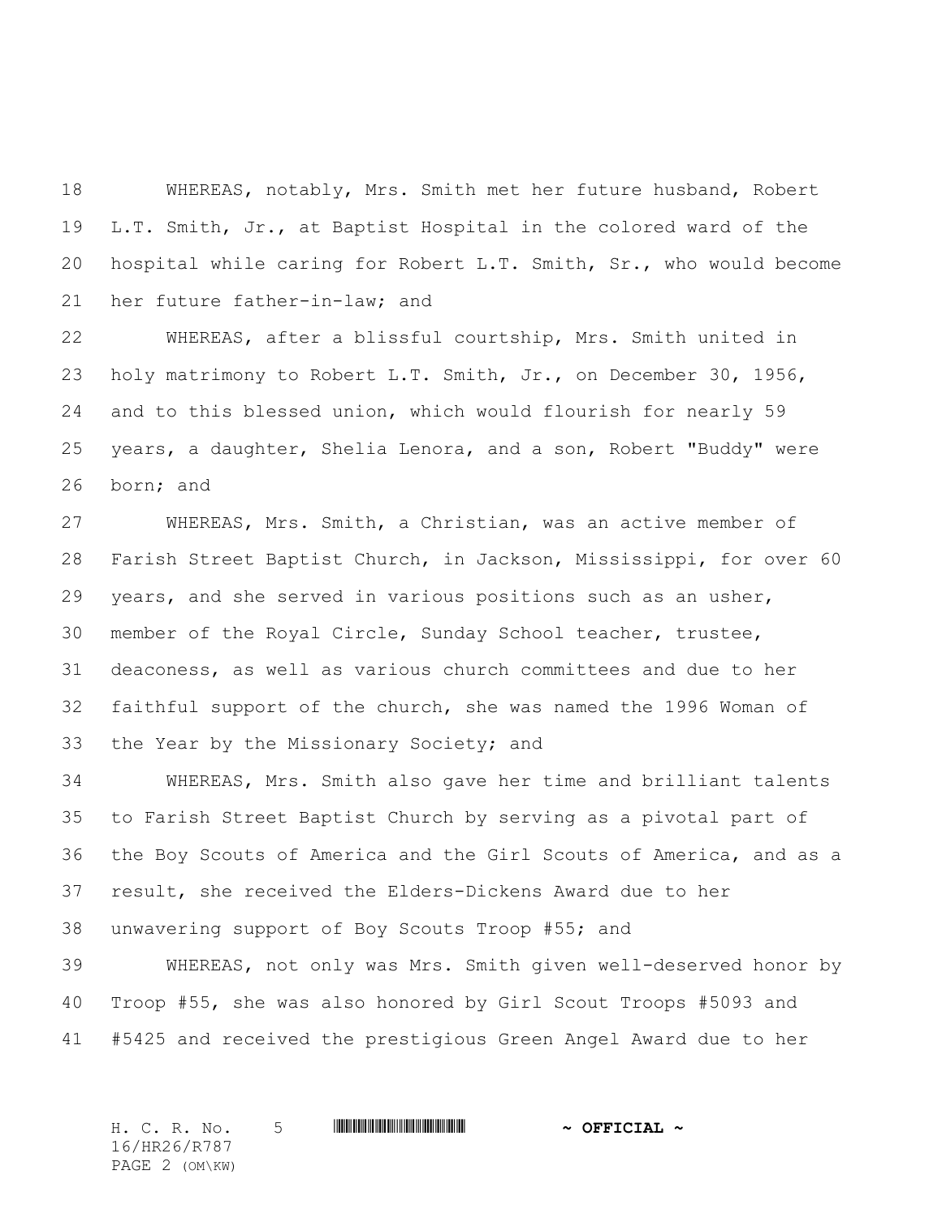WHEREAS, notably, Mrs. Smith met her future husband, Robert L.T. Smith, Jr., at Baptist Hospital in the colored ward of the hospital while caring for Robert L.T. Smith, Sr., who would become her future father-in-law; and

WHEREAS, after a blissful courtship, Mrs. Smith united in holy matrimony to Robert L.T. Smith, Jr., on December 30, 1956, and to this blessed union, which would flourish for nearly 59 years, a daughter, Shelia Lenora, and a son, Robert "Buddy" were born; and

WHEREAS, Mrs. Smith, a Christian, was an active member of Farish Street Baptist Church, in Jackson, Mississippi, for over 60 years, and she served in various positions such as an usher, member of the Royal Circle, Sunday School teacher, trustee, deaconess, as well as various church committees and due to her faithful support of the church, she was named the 1996 Woman of the Year by the Missionary Society; and

WHEREAS, Mrs. Smith also gave her time and brilliant talents to Farish Street Baptist Church by serving as a pivotal part of the Boy Scouts of America and the Girl Scouts of America, and as a result, she received the Elders-Dickens Award due to her unwavering support of Boy Scouts Troop #55; and

WHEREAS, not only was Mrs. Smith given well-deserved honor by Troop #55, she was also honored by Girl Scout Troops #5093 and #5425 and received the prestigious Green Angel Award due to her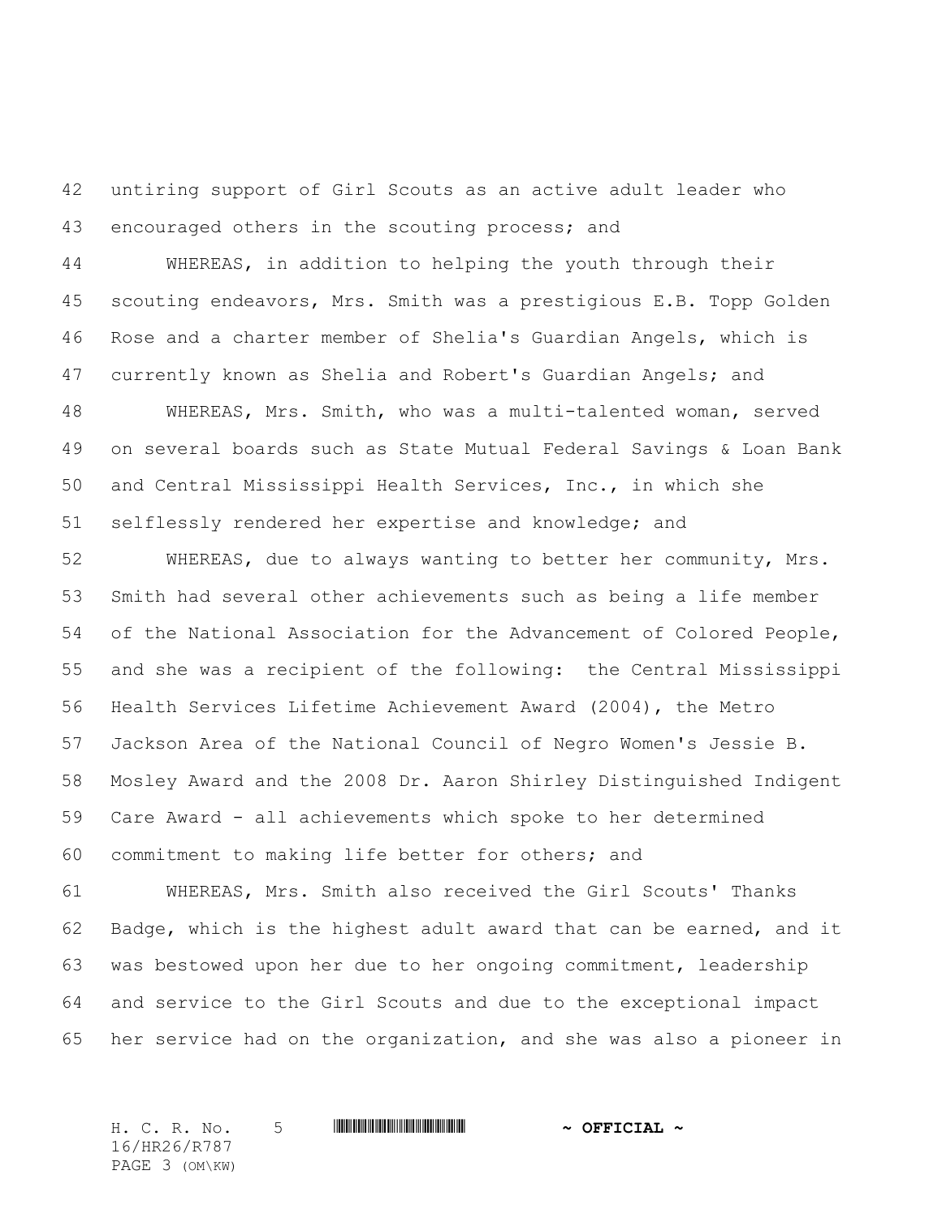untiring support of Girl Scouts as an active adult leader who encouraged others in the scouting process; and

WHEREAS, in addition to helping the youth through their scouting endeavors, Mrs. Smith was a prestigious E.B. Topp Golden Rose and a charter member of Shelia's Guardian Angels, which is currently known as Shelia and Robert's Guardian Angels; and

WHEREAS, Mrs. Smith, who was a multi-talented woman, served on several boards such as State Mutual Federal Savings & Loan Bank and Central Mississippi Health Services, Inc., in which she selflessly rendered her expertise and knowledge; and

WHEREAS, due to always wanting to better her community, Mrs. Smith had several other achievements such as being a life member of the National Association for the Advancement of Colored People, and she was a recipient of the following: the Central Mississippi Health Services Lifetime Achievement Award (2004), the Metro Jackson Area of the National Council of Negro Women's Jessie B. Mosley Award and the 2008 Dr. Aaron Shirley Distinguished Indigent Care Award - all achievements which spoke to her determined commitment to making life better for others; and

WHEREAS, Mrs. Smith also received the Girl Scouts' Thanks Badge, which is the highest adult award that can be earned, and it was bestowed upon her due to her ongoing commitment, leadership and service to the Girl Scouts and due to the exceptional impact her service had on the organization, and she was also a pioneer in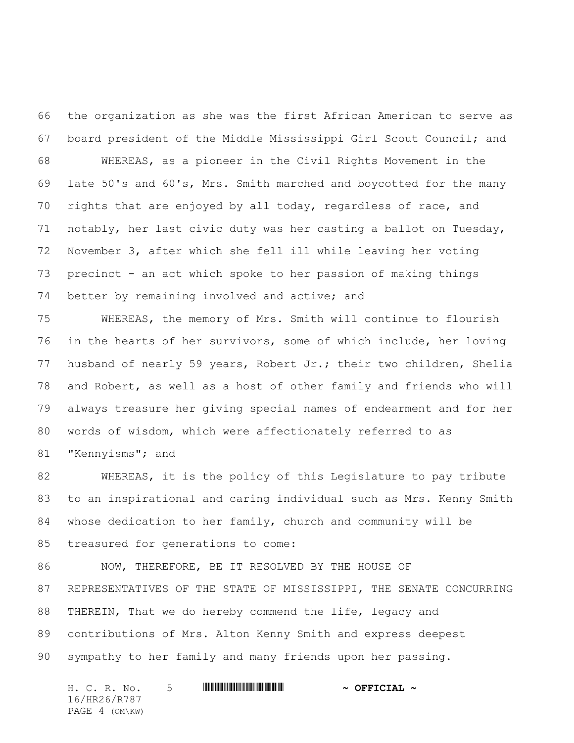the organization as she was the first African American to serve as board president of the Middle Mississippi Girl Scout Council; and

WHEREAS, as a pioneer in the Civil Rights Movement in the late 50's and 60's, Mrs. Smith marched and boycotted for the many rights that are enjoyed by all today, regardless of race, and notably, her last civic duty was her casting a ballot on Tuesday, November 3, after which she fell ill while leaving her voting precinct - an act which spoke to her passion of making things better by remaining involved and active; and

WHEREAS, the memory of Mrs. Smith will continue to flourish in the hearts of her survivors, some of which include, her loving husband of nearly 59 years, Robert Jr.; their two children, Shelia and Robert, as well as a host of other family and friends who will always treasure her giving special names of endearment and for her words of wisdom, which were affectionately referred to as "Kennyisms"; and

WHEREAS, it is the policy of this Legislature to pay tribute to an inspirational and caring individual such as Mrs. Kenny Smith whose dedication to her family, church and community will be treasured for generations to come:

NOW, THEREFORE, BE IT RESOLVED BY THE HOUSE OF REPRESENTATIVES OF THE STATE OF MISSISSIPPI, THE SENATE CONCURRING THEREIN, That we do hereby commend the life, legacy and contributions of Mrs. Alton Kenny Smith and express deepest sympathy to her family and many friends upon her passing.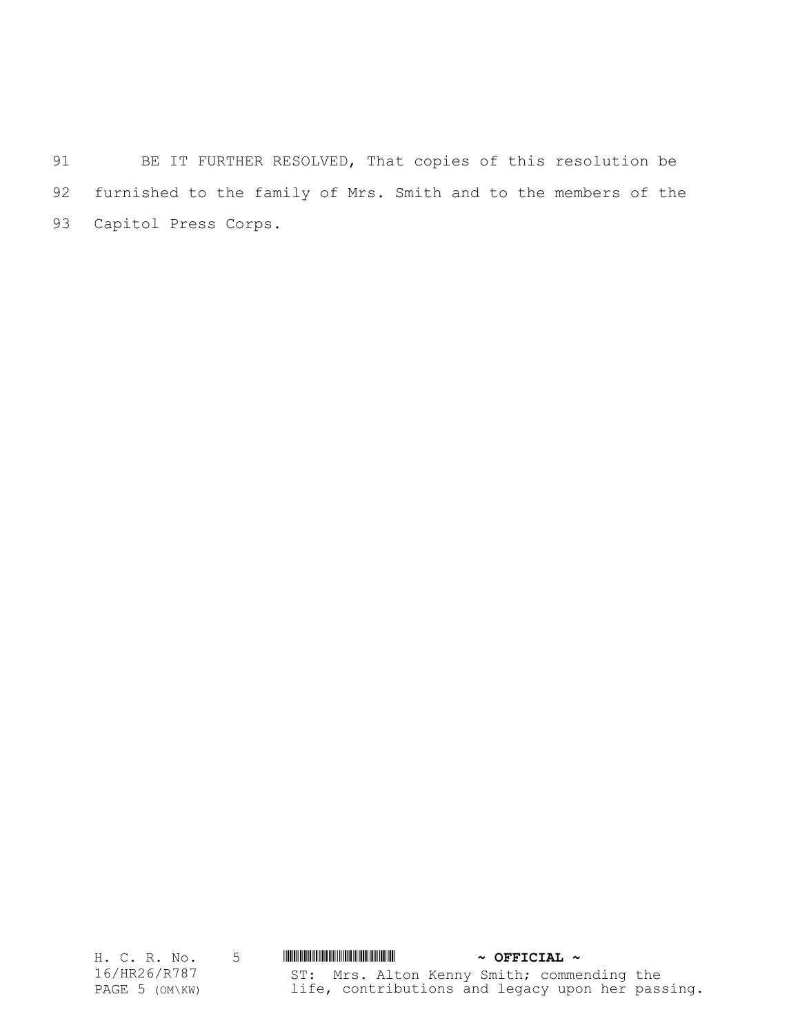BE IT FURTHER RESOLVED, That copies of this resolution be furnished to the family of Mrs. Smith and to the members of the Capitol Press Corps.